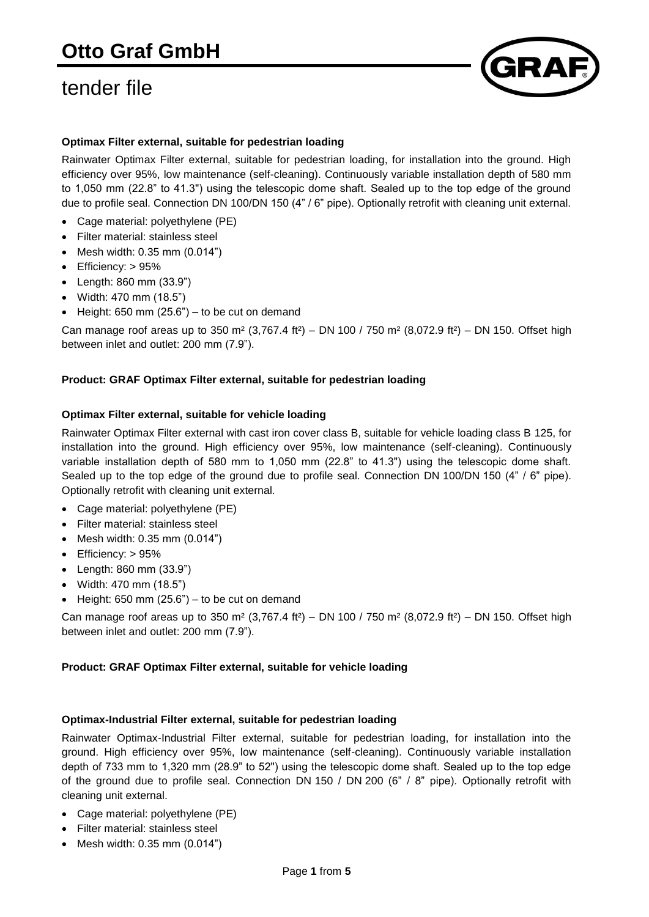# Otto Graf GmbH

## tender file

**Optimax Filter external, suitable for pedestrian loading**

Rainwater Optimax Filter external, suitable for pedestrian loading, for installation into the ground. High efficiency over 95%, low maintenance (self-cleaning). Continuously variable installation depth of 580 mm to 1,050 mm (22.8" to 41.3") using the telescopic dome shaft. Sealed up to the top edge of the ground due to profile seal. Connection DN 100/DN 150 (4" / 6" pipe). Optionally retrofit with cleaning unit external.

- Cage material: polyethylene (PE)
- Filter material: stainless steel
- Mesh width: 0.35 mm (0.014")
- Efficiency: > 95%
- Length: 860 mm (33.9")
- Width: 470 mm (18.5")
- Height: 650 mm (25.6") – to be cut on demand

Can manage roof areas up to 350 m² (3,767.4 ft²) – DN 100 / 750 m² (8,072.9 ft²) – DN 150. Offset high between inlet and outlet: 200 mm (7.9").

**Product: GRAF Optimax Filter external, suitable for pedestrian loading**

**Optimax Filter external, suitable for vehicle loading**

Rainwater Optimax Filter external with cast iron cover class B, suitable for vehicle loading class B 125, for installation into the ground. High efficiency over 95%, low maintenance (self-cleaning). Continuously variable installation depth of 580 mm to 1,050 mm (22.8" to 41.3") using the telescopic dome shaft. Sealed up to the top edge of the ground due to profile seal. Connection DN 100/DN 150 (4" / 6" pipe). Optionally retrofit with cleaning unit external.

- Cage material: polyethylene (PE)
- Filter material: stainless steel
- Mesh width: 0.35 mm (0.014")
- Efficiency: > 95%
- Length: 860 mm (33.9")
- Width: 470 mm (18.5")
- Height: 650 mm (25.6") – to be cut on demand

Can manage roof areas up to 350 m² (3,767.4 ft²) – DN 100 / 750 m² (8,072.9 ft²) – DN 150. Offset high between inlet and outlet: 200 mm (7.9").

**Product: GRAF Optimax Filter external, suitable for vehicle loading**

**Optimax-Industrial Filter external, suitable for pedestrian loading**

Rainwater Optimax-Industrial Filter external, suitable for pedestrian loading, for installation into the ground. High efficiency over 95%, low maintenance (self-cleaning). Continuously variable installation depth of 733 mm to 1,320 mm (28.9" to 52") using the telescopic dome shaft. Sealed up to the top edge of the ground due to profile seal. Connection DN 150 / DN 200 (6" / 8" pipe). Optionally retrofit with cleaning unit external.

- Cage material: polyethylene (PE)
- Filter material: stainless steel
- Mesh width: 0.35 mm (0.014")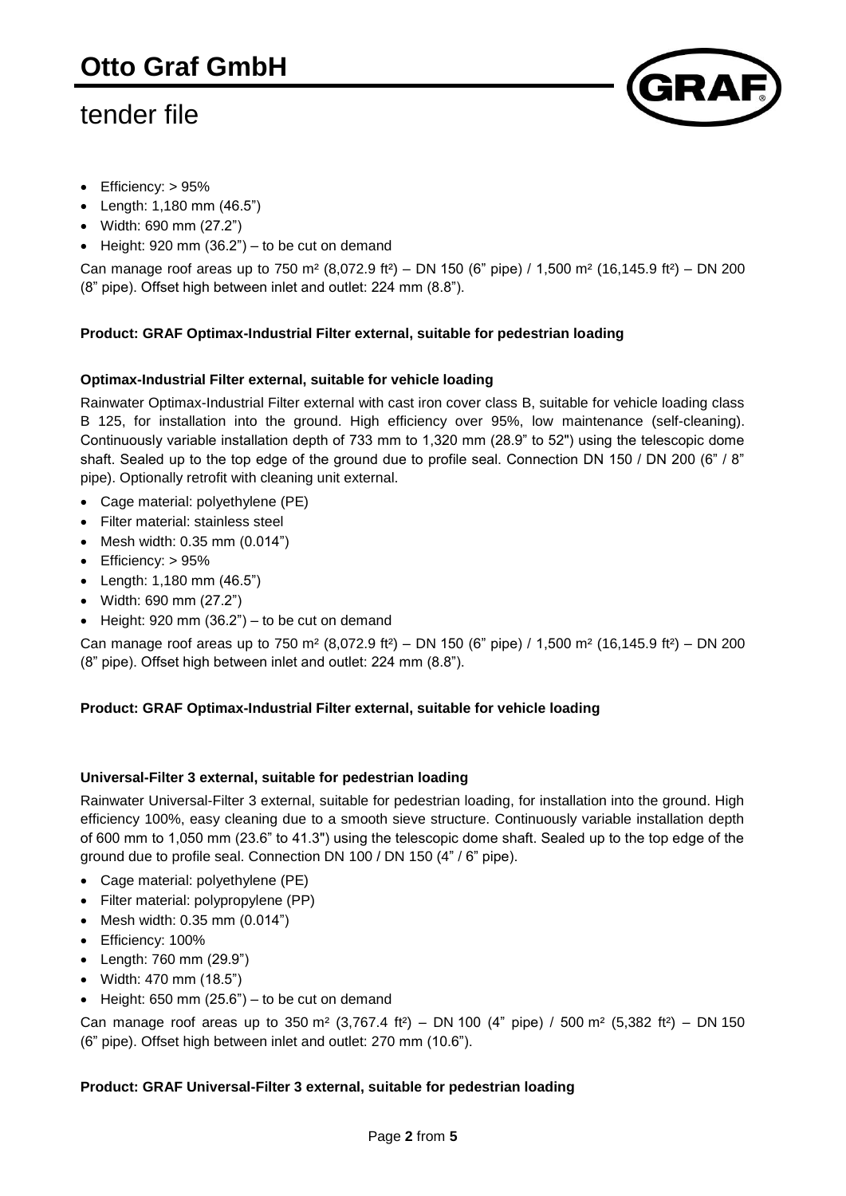- Efficiency: > 95%
- Length: 1,180 mm (46.5")
- Width: 690 mm (27.2")
- Height: 920 mm (36.2") – to be cut on demand

Can manage roof areas up to 750 m² (8,072.9 ft²) – DN 150 (6" pipe) / 1,500 m² (16,145.9 ft²) – DN 200 (8" pipe). Offset high between inlet and outlet: 224 mm (8.8").

**Product: GRAF Optimax-Industrial Filter external, suitable for pedestrian loading**

**Optimax-Industrial Filter external, suitable for vehicle loading**

Rainwater Optimax-Industrial Filter external with cast iron cover class B, suitable for vehicle loading class B 125, for installation into the ground. High efficiency over 95%, low maintenance (self-cleaning). Continuously variable installation depth of 733 mm to 1,320 mm (28.9" to 52") using the telescopic dome shaft. Sealed up to the top edge of the ground due to profile seal. Connection DN 150 / DN 200 (6" / 8" pipe). Optionally retrofit with cleaning unit external.

- Cage material: polyethylene (PE)
- Filter material: stainless steel
- Mesh width: 0.35 mm (0.014")
- Efficiency: > 95%
- Length: 1,180 mm (46.5")
- Width: 690 mm (27.2")
- Height: 920 mm (36.2") – to be cut on demand

Can manage roof areas up to 750 m² (8,072.9 ft²) – DN 150 (6" pipe) / 1,500 m² (16,145.9 ft²) – DN 200 (8" pipe). Offset high between inlet and outlet: 224 mm (8.8").

**Product: GRAF Optimax-Industrial Filter external, suitable for vehicle loading**

**Universal-Filter 3 external, suitable for pedestrian loading**

Rainwater Universal-Filter 3 external, suitable for pedestrian loading, for installation into the ground. High efficiency 100%, easy cleaning due to a smooth sieve structure. Continuously variable installation depth of 600 mm to 1,050 mm (23.6" to 41.3") using the telescopic dome shaft. Sealed up to the top edge of the ground due to profile seal. Connection DN 100 / DN 150 (4" / 6" pipe).

- Cage material: polyethylene (PE)
- Filter material: polypropylene (PP)
- Mesh width: 0.35 mm (0.014")
- Efficiency: 100%
- Length: 760 mm (29.9")
- Width: 470 mm (18.5")
- Height: 650 mm (25.6") – to be cut on demand

Can manage roof areas up to 350 m² (3,767.4 ft²) – DN 100 (4" pipe) / 500 m² (5,382 ft²) – DN 150 (6" pipe). Offset high between inlet and outlet: 270 mm (10.6").

**Product: GRAF Universal-Filter 3 external, suitable for pedestrian loading**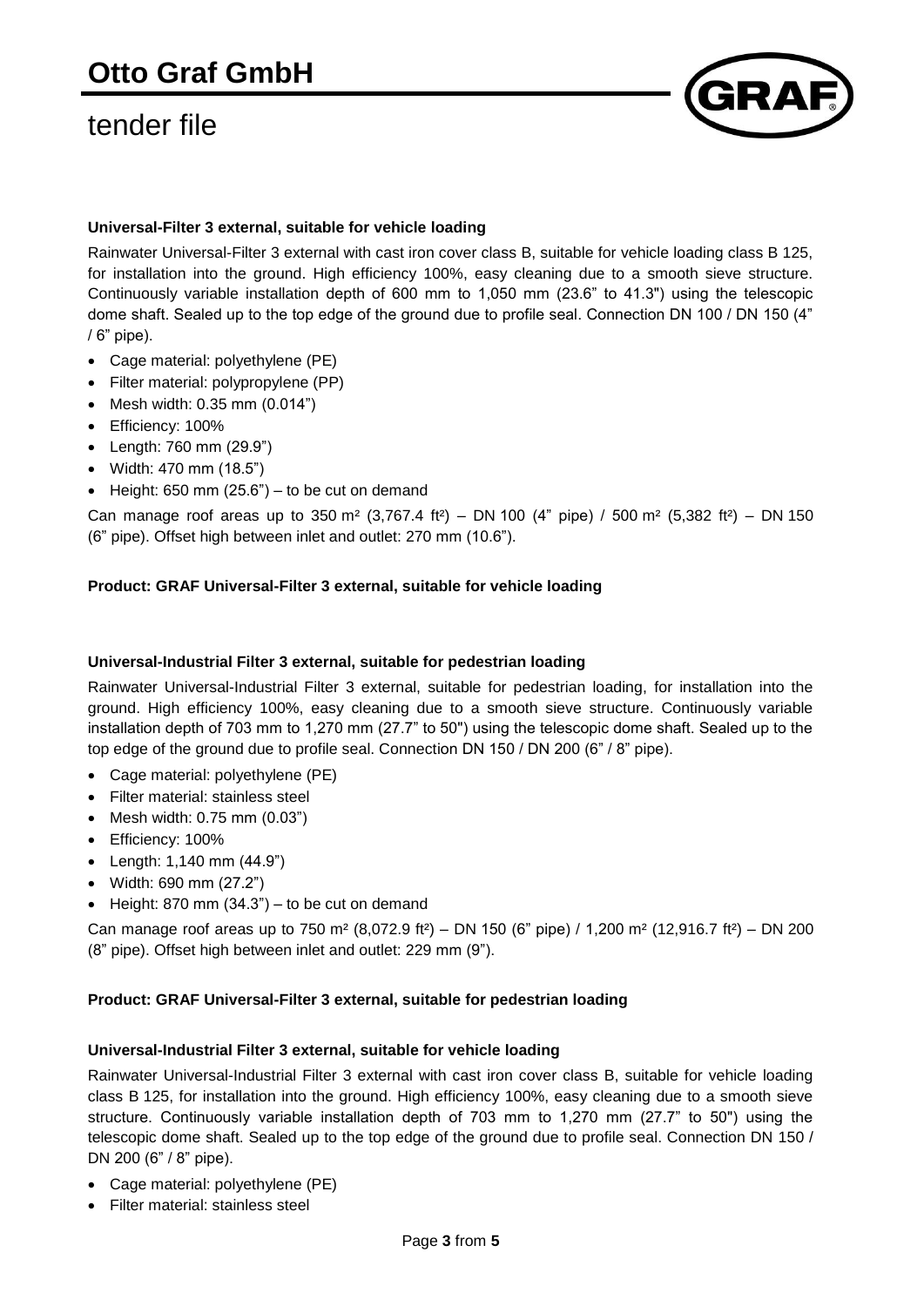**Universal-Filter 3 external, suitable for vehicle loading**

Rainwater Universal-Filter 3 external with cast iron cover class B, suitable for vehicle loading class B 125, for installation into the ground. High efficiency 100%, easy cleaning due to a smooth sieve structure. Continuously variable installation depth of 600 mm to 1,050 mm (23.6" to 41.3") using the telescopic dome shaft. Sealed up to the top edge of the ground due to profile seal. Connection DN 100 / DN 150 (4" / 6" pipe).

- Cage material: polyethylene (PE)
- Filter material: polypropylene (PP)
- Mesh width: 0.35 mm (0.014")
- Efficiency: 100%
- Length: 760 mm (29.9")
- Width: 470 mm (18.5")
- Height: 650 mm (25.6") – to be cut on demand

Can manage roof areas up to 350 m² (3,767.4 ft²) – DN 100 (4" pipe) / 500 m² (5,382 ft²) – DN 150 (6" pipe). Offset high between inlet and outlet: 270 mm (10.6").

**Product: GRAF Universal-Filter 3 external, suitable for vehicle loading**

**Universal-Industrial Filter 3 external, suitable for pedestrian loading**

Rainwater Universal-Industrial Filter 3 external, suitable for pedestrian loading, for installation into the ground. High efficiency 100%, easy cleaning due to a smooth sieve structure. Continuously variable installation depth of 703 mm to 1,270 mm (27.7" to 50") using the telescopic dome shaft. Sealed up to the top edge of the ground due to profile seal. Connection DN 150 / DN 200 (6" / 8" pipe).

- Cage material: polyethylene (PE)
- Filter material: stainless steel
- Mesh width: 0.75 mm (0.03")
- Efficiency: 100%
- Length: 1,140 mm (44.9")
- Width: 690 mm (27.2")
- Height: 870 mm (34.3") – to be cut on demand

Can manage roof areas up to 750 m² (8,072.9 ft²) – DN 150 (6" pipe) / 1,200 m² (12,916.7 ft²) – DN 200 (8" pipe). Offset high between inlet and outlet: 229 mm (9").

**Product: GRAF Universal-Filter 3 external, suitable for pedestrian loading**

**Universal-Industrial Filter 3 external, suitable for vehicle loading**

Rainwater Universal-Industrial Filter 3 external with cast iron cover class B, suitable for vehicle loading class B 125, for installation into the ground. High efficiency 100%, easy cleaning due to a smooth sieve structure. Continuously variable installation depth of 703 mm to 1,270 mm (27.7" to 50") using the telescopic dome shaft. Sealed up to the top edge of the ground due to profile seal. Connection DN 150 / DN 200 (6" / 8" pipe).

- Cage material: polyethylene (PE)
- Filter material: stainless steel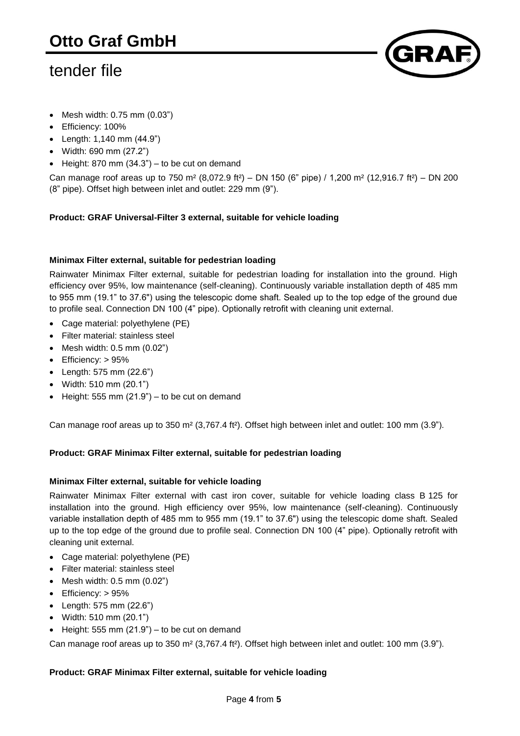- Mesh width: 0.75 mm (0.03")
- Efficiency: 100%
- Length: 1,140 mm (44.9")
- Width: 690 mm (27.2")
- Height: 870 mm (34.3") – to be cut on demand

Can manage roof areas up to 750 m² (8,072.9 ft²) – DN 150 (6" pipe) / 1,200 m² (12,916.7 ft²) – DN 200 (8" pipe). Offset high between inlet and outlet: 229 mm (9").

**Product: GRAF Universal-Filter 3 external, suitable for vehicle loading**

**Minimax Filter external, suitable for pedestrian loading**

Rainwater Minimax Filter external, suitable for pedestrian loading for installation into the ground. High efficiency over 95%, low maintenance (self-cleaning). Continuously variable installation depth of 485 mm to 955 mm (19.1" to 37.6") using the telescopic dome shaft. Sealed up to the top edge of the ground due to profile seal. Connection DN 100 (4" pipe). Optionally retrofit with cleaning unit external.

- Cage material: polyethylene (PE)
- Filter material: stainless steel
- Mesh width: 0.5 mm (0.02")
- Efficiency: > 95%
- Length: 575 mm (22.6")
- Width: 510 mm (20.1")
- Height: 555 mm (21.9") – to be cut on demand

Can manage roof areas up to 350 m² (3,767.4 ft²). Offset high between inlet and outlet: 100 mm (3.9").

**Product: GRAF Minimax Filter external, suitable for pedestrian loading**

**Minimax Filter external, suitable for vehicle loading**

Rainwater Minimax Filter external with cast iron cover, suitable for vehicle loading class B 125 for installation into the ground. High efficiency over 95%, low maintenance (self-cleaning). Continuously variable installation depth of 485 mm to 955 mm (19.1" to 37.6") using the telescopic dome shaft. Sealed up to the top edge of the ground due to profile seal. Connection DN 100 (4" pipe). Optionally retrofit with cleaning unit external.

- Cage material: polyethylene (PE)
- Filter material: stainless steel
- Mesh width: 0.5 mm (0.02")
- Efficiency: > 95%
- Length: 575 mm (22.6")
- Width: 510 mm (20.1")
- Height: 555 mm (21.9") – to be cut on demand

Can manage roof areas up to 350 m² (3,767.4 ft²). Offset high between inlet and outlet: 100 mm (3.9").

**Product: GRAF Minimax Filter external, suitable for vehicle loading**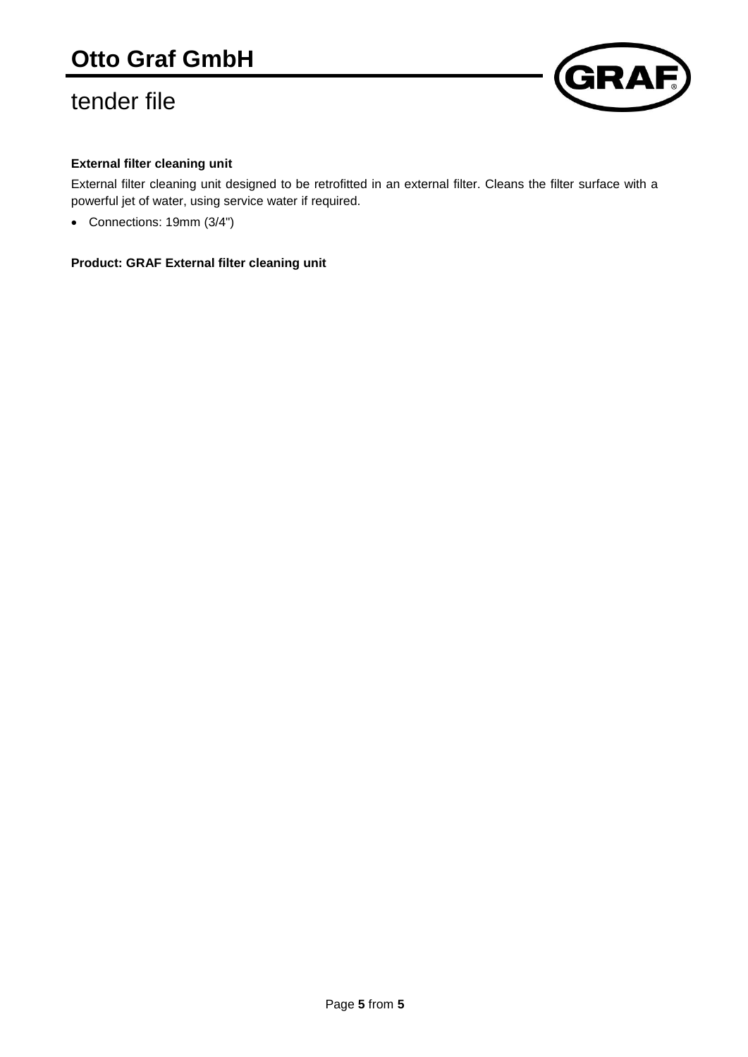**External filter cleaning unit**

External filter cleaning unit designed to be retrofitted in an external filter. Cleans the filter surface with a powerful jet of water, using service water if required.

- Connections: 19mm (3/4")

**Product: GRAF External filter cleaning unit**